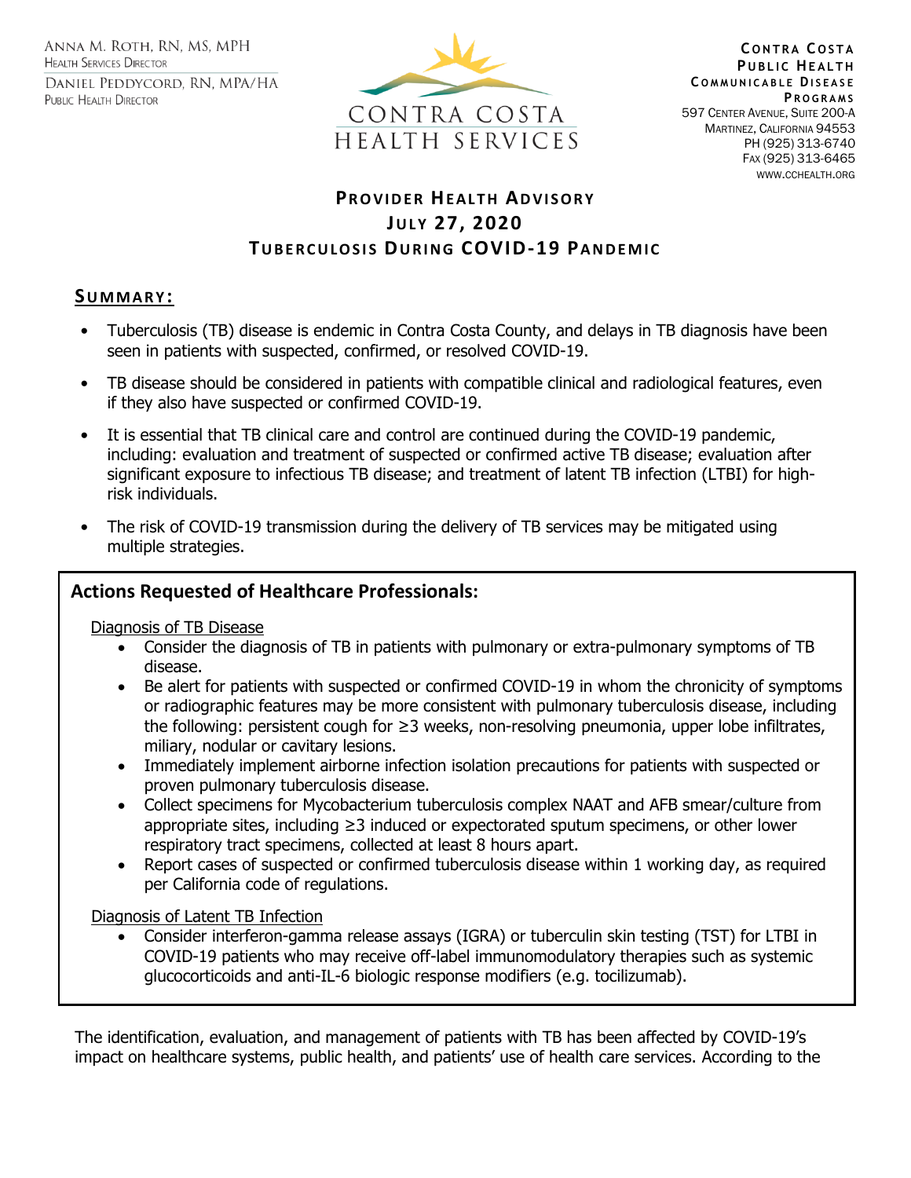Anna M. Roth, RN, MS, MPH
Health Services Director

Daniel Peddycord, RN, MPA/HA
Public Health Director

CONTRA COSTA
HEALTH SERVICES

**Contra Costa Public Health Communicable Disease Programs**
597 Center Avenue, Suite 200-A
Martinez, California 94553
PH (925) 313-6740
Fax (925) 313-6465
www.cchealth.org

# Provider Health Advisory
## July 27, 2020
## Tuberculosis During COVID-19 Pandemic

## Summary:

- Tuberculosis (TB) disease is endemic in Contra Costa County, and delays in TB diagnosis have been seen in patients with suspected, confirmed, or resolved COVID-19.
- TB disease should be considered in patients with compatible clinical and radiological features, even if they also have suspected or confirmed COVID-19.
- It is essential that TB clinical care and control are continued during the COVID-19 pandemic, including: evaluation and treatment of suspected or confirmed active TB disease; evaluation after significant exposure to infectious TB disease; and treatment of latent TB infection (LTBI) for high-risk individuals.
- The risk of COVID-19 transmission during the delivery of TB services may be mitigated using multiple strategies.

### Actions Requested of Healthcare Professionals:

Diagnosis of TB Disease

- Consider the diagnosis of TB in patients with pulmonary or extra-pulmonary symptoms of TB disease.
- Be alert for patients with suspected or confirmed COVID-19 in whom the chronicity of symptoms or radiographic features may be more consistent with pulmonary tuberculosis disease, including the following: persistent cough for ≥3 weeks, non-resolving pneumonia, upper lobe infiltrates, miliary, nodular or cavitary lesions.
- Immediately implement airborne infection isolation precautions for patients with suspected or proven pulmonary tuberculosis disease.
- Collect specimens for Mycobacterium tuberculosis complex NAAT and AFB smear/culture from appropriate sites, including ≥3 induced or expectorated sputum specimens, or other lower respiratory tract specimens, collected at least 8 hours apart.
- Report cases of suspected or confirmed tuberculosis disease within 1 working day, as required per California code of regulations.

Diagnosis of Latent TB Infection

- Consider interferon-gamma release assays (IGRA) or tuberculin skin testing (TST) for LTBI in COVID-19 patients who may receive off-label immunomodulatory therapies such as systemic glucocorticoids and anti-IL-6 biologic response modifiers (e.g. tocilizumab).

The identification, evaluation, and management of patients with TB has been affected by COVID-19's impact on healthcare systems, public health, and patients' use of health care services. According to the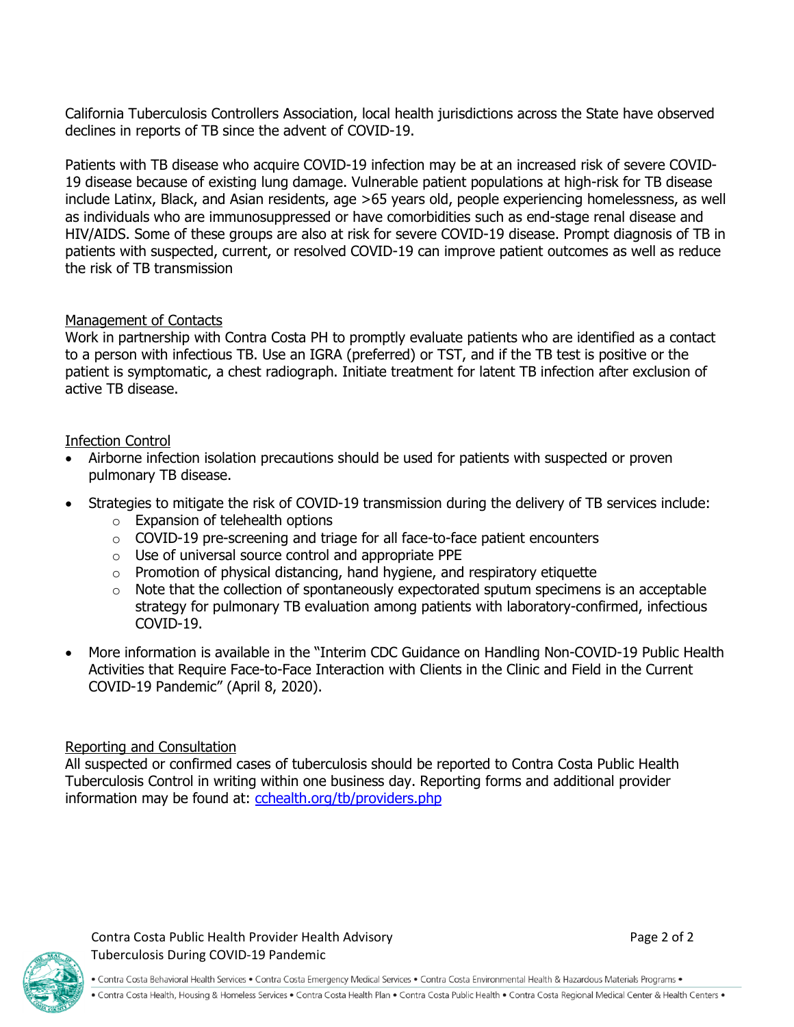California Tuberculosis Controllers Association, local health jurisdictions across the State have observed declines in reports of TB since the advent of COVID-19.

Patients with TB disease who acquire COVID-19 infection may be at an increased risk of severe COVID-19 disease because of existing lung damage. Vulnerable patient populations at high-risk for TB disease include Latinx, Black, and Asian residents, age >65 years old, people experiencing homelessness, as well as individuals who are immunosuppressed or have comorbidities such as end-stage renal disease and HIV/AIDS. Some of these groups are also at risk for severe COVID-19 disease. Prompt diagnosis of TB in patients with suspected, current, or resolved COVID-19 can improve patient outcomes as well as reduce the risk of TB transmission

## Management of Contacts

Work in partnership with Contra Costa PH to promptly evaluate patients who are identified as a contact to a person with infectious TB. Use an IGRA (preferred) or TST, and if the TB test is positive or the patient is symptomatic, a chest radiograph. Initiate treatment for latent TB infection after exclusion of active TB disease.

## Infection Control

- Airborne infection isolation precautions should be used for patients with suspected or proven pulmonary TB disease.
- Strategies to mitigate the risk of COVID-19 transmission during the delivery of TB services include:
  - Expansion of telehealth options
  - COVID-19 pre-screening and triage for all face-to-face patient encounters
  - Use of universal source control and appropriate PPE
  - Promotion of physical distancing, hand hygiene, and respiratory etiquette
  - Note that the collection of spontaneously expectorated sputum specimens is an acceptable strategy for pulmonary TB evaluation among patients with laboratory-confirmed, infectious COVID-19.
- More information is available in the "Interim CDC Guidance on Handling Non-COVID-19 Public Health Activities that Require Face-to-Face Interaction with Clients in the Clinic and Field in the Current COVID-19 Pandemic" (April 8, 2020).

## Reporting and Consultation

All suspected or confirmed cases of tuberculosis should be reported to Contra Costa Public Health Tuberculosis Control in writing within one business day. Reporting forms and additional provider information may be found at: [cchealth.org/tb/providers.php](cchealth.org/tb/providers.php)